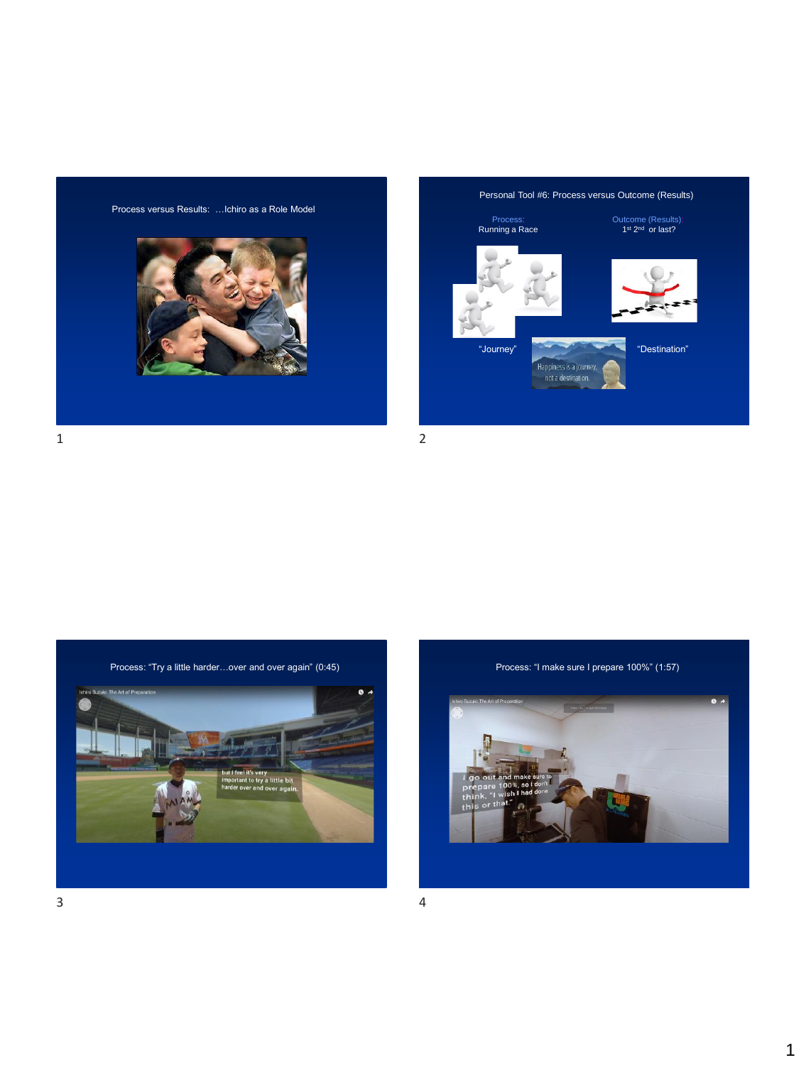## Process versus Results: …Ichiro as a Role Model

## Personal Tool #6: Process versus Outcome (Results)

Process:
Running a Race

Outcome (Results)
1st 2nd or last?

"Journey"

"Destination"

## Process: "Try a little harder…over and over again" (0:45)

## Process: "I make sure I prepare 100%" (1:57)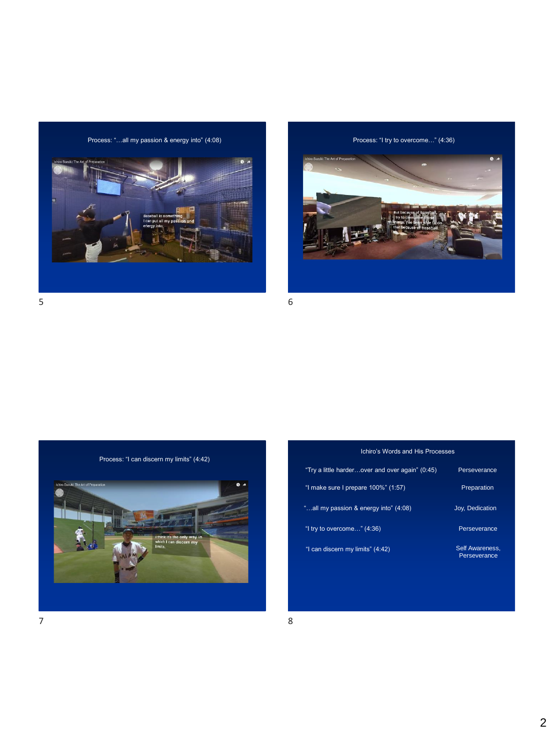## Process: "…all my passion & energy into" (4:08)

## Process: "I try to overcome…" (4:36)

## Process: "I can discern my limits" (4:42)

## Ichiro's Words and His Processes

| | |
|---|---|
| "Try a little harder…over and over again" (0:45) | Perseverance |
| "I make sure I prepare 100%" (1:57) | Preparation |
| "…all my passion & energy into" (4:08) | Joy, Dedication |
| "I try to overcome…" (4:36) | Perseverance |
| "I can discern my limits" (4:42) | Self Awareness, Perseverance |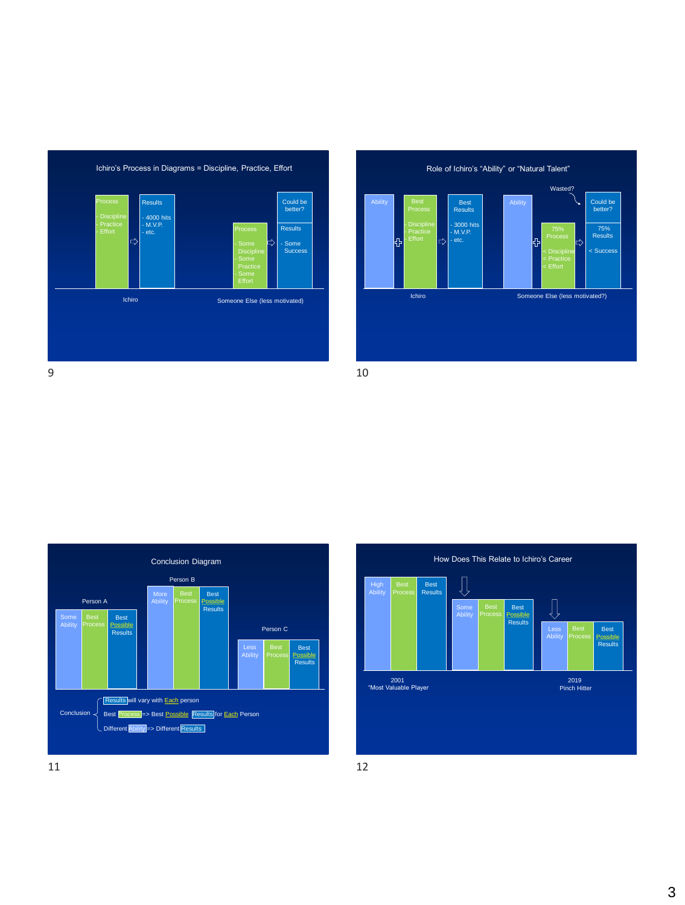## Ichiro's Process in Diagrams = Discipline, Practice, Effort

**Ichiro**

- Process
  - Discipline
  - Practice
  - Effort
- ⇨ Results
  - 4000 hits
  - M.V.P.
  - etc.

**Someone Else (less motivated)**

- Process
  - Some Discipline
  - Some Practice
  - Some Effort
- ⇨ Results
  - Some Success
- Could be better?

## Role of Ichiro's "Ability" or "Natural Talent"

**Ichiro**

Ability ✚ Best Process (- Discipline, - Practice, - Effort) ⇨ Best Results (- 3000 hits, - M.V.P., - etc.)

**Someone Else (less motivated?)**

Ability ✚ 75% Process (< Discipline, < Practice, < Effort) ⇨ 75% Results (< Success)

Wasted?

Could be better?

## Conclusion Diagram

| Person A | Person B | Person C |
| --- | --- | --- |
| Some Ability | More Ability | Less Ability |
| Best Process | Best Process | Best Process |
| Best Possible Results | Best Possible Results | Best Possible Results |

Conclusion

- Results will vary with Each person
- Best Process => Best Possible Results for Each Person
- Different Ability => Different Results

## How Does This Relate to Ichiro's Career

| 2001 "Most Valuable Player" | ⇩ | 2019 Pinch Hitter |
| --- | --- | --- |
| High Ability | Some Ability | Less Ability |
| Best Process | Best Process | Best Process |
| Best Results | Best Possible Results | Best Possible Results |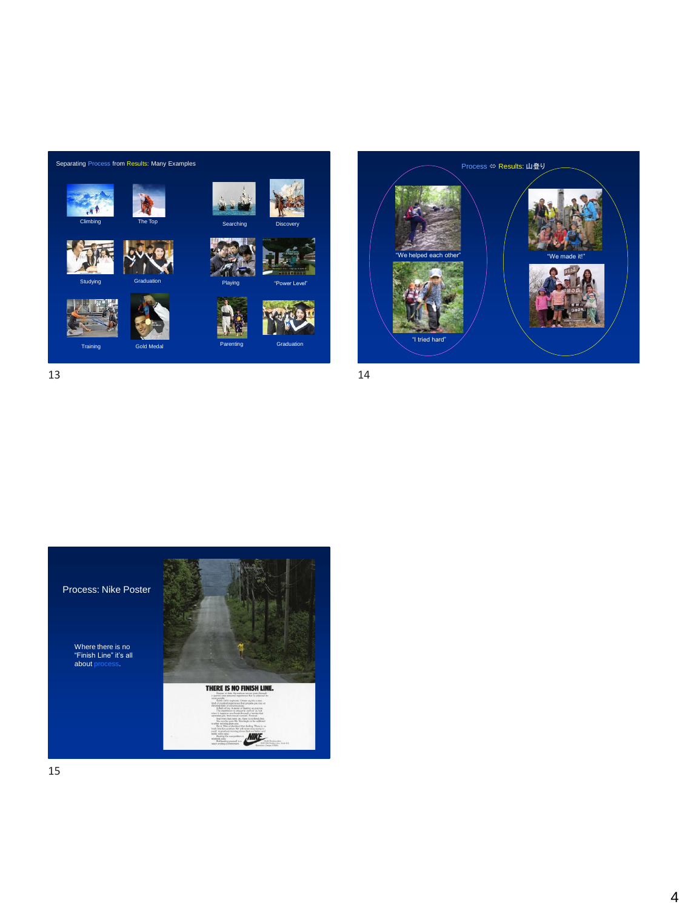Separating Process from Results: Many Examples

Climbing

The Top

Searching

Discovery

Studying

Graduation

Playing

"Power Level"

Training

Gold Medal

Parenting

Graduation

13

Process ⇔ Results: 山登り

"We helped each other"

"I tried hard"

"We made it!"

14

Process: Nike Poster

Where there is no "Finish Line" it's all about process.

THERE IS NO FINISH LINE.

15